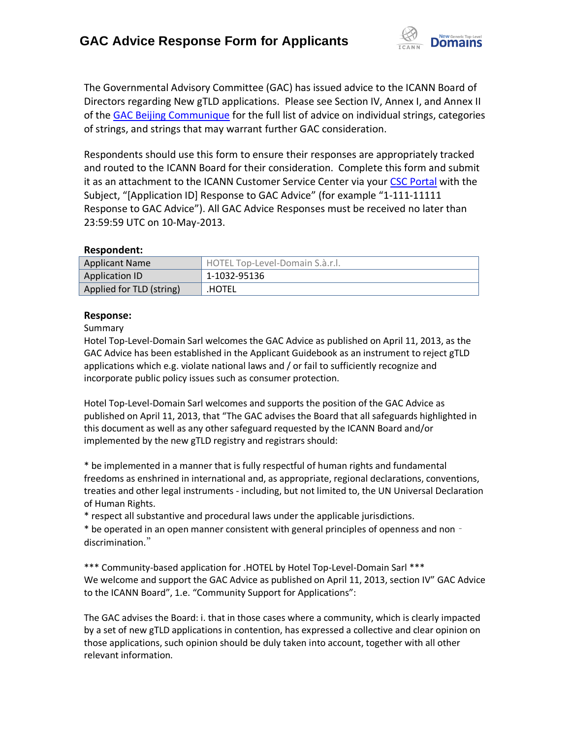# GAC Advice Response Form for Applicants

The Governmental Advisory Committee (GAC) has issued advice to the ICANN Board of Directors regarding New gTLD applications. Please see Section IV, Annex I, and Annex II of the GAC Beijing Communique for the full list of advice on individual strings, categories of strings, and strings that may warrant further GAC consideration.

Respondents should use this form to ensure their responses are appropriately tracked and routed to the ICANN Board for their consideration. Complete this form and submit it as an attachment to the ICANN Customer Service Center via your CSC Portal with the Subject, "[Application ID] Response to GAC Advice" (for example "1-111-11111 Response to GAC Advice"). All GAC Advice Responses must be received no later than 23:59:59 UTC on 10-May-2013.

**Respondent:**

| Applicant Name | HOTEL Top-Level-Domain S.à.r.l. |
|---|---|
| Application ID | 1-1032-95136 |
| Applied for TLD (string) | .HOTEL |

**Response:**

Summary

Hotel Top-Level-Domain Sarl welcomes the GAC Advice as published on April 11, 2013, as the GAC Advice has been established in the Applicant Guidebook as an instrument to reject gTLD applications which e.g. violate national laws and / or fail to sufficiently recognize and incorporate public policy issues such as consumer protection.

Hotel Top-Level-Domain Sarl welcomes and supports the position of the GAC Advice as published on April 11, 2013, that "The GAC advises the Board that all safeguards highlighted in this document as well as any other safeguard requested by the ICANN Board and/or implemented by the new gTLD registry and registrars should:

* be implemented in a manner that is fully respectful of human rights and fundamental freedoms as enshrined in international and, as appropriate, regional declarations, conventions, treaties and other legal instruments - including, but not limited to, the UN Universal Declaration of Human Rights.
* respect all substantive and procedural laws under the applicable jurisdictions.
* be operated in an open manner consistent with general principles of openness and non‐discrimination."

*** Community-based application for .HOTEL by Hotel Top-Level-Domain Sarl ***
We welcome and support the GAC Advice as published on April 11, 2013, section IV" GAC Advice to the ICANN Board", 1.e. "Community Support for Applications":

The GAC advises the Board: i. that in those cases where a community, which is clearly impacted by a set of new gTLD applications in contention, has expressed a collective and clear opinion on those applications, such opinion should be duly taken into account, together with all other relevant information.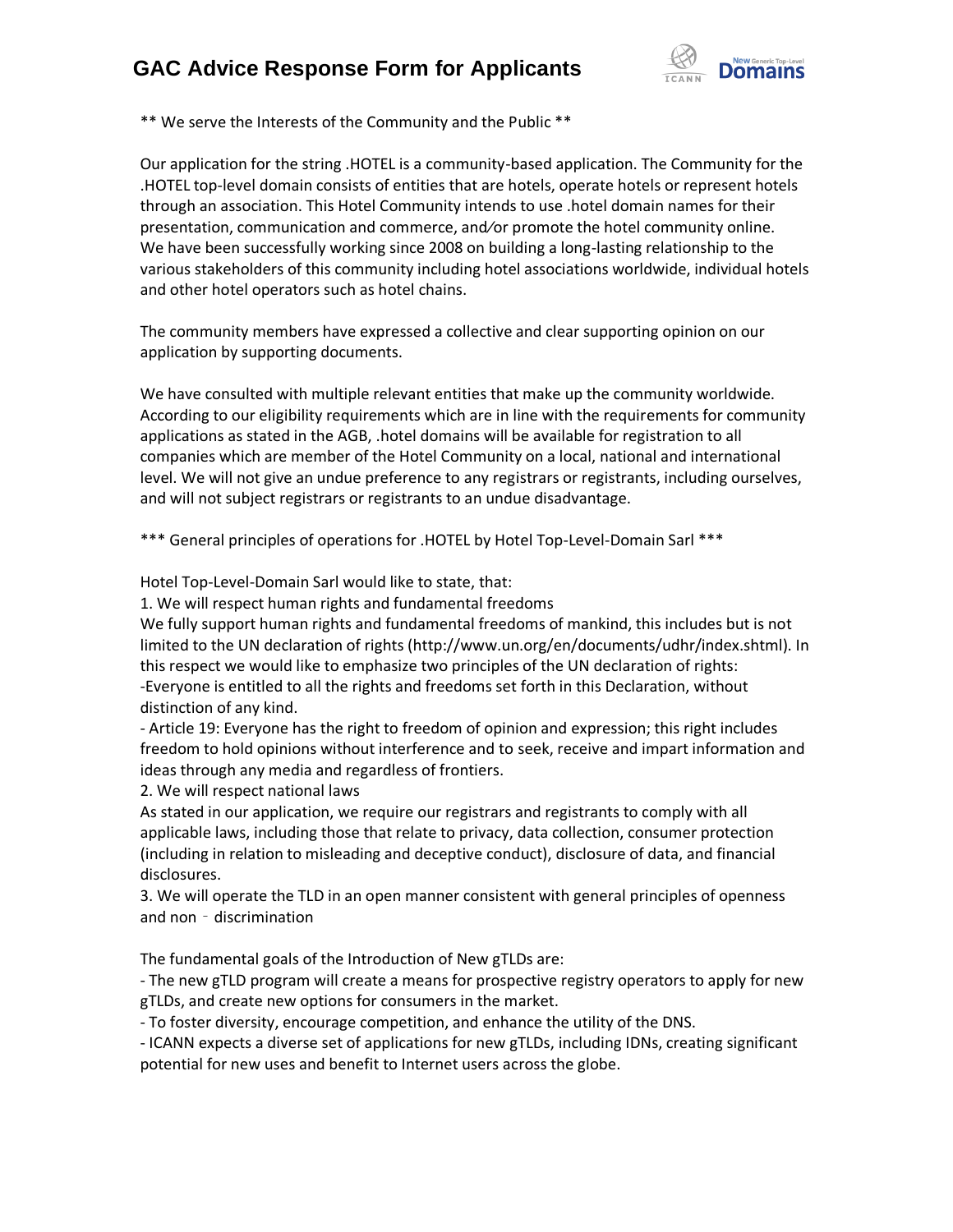** We serve the Interests of the Community and the Public **

Our application for the string .HOTEL is a community-based application. The Community for the .HOTEL top-level domain consists of entities that are hotels, operate hotels or represent hotels through an association. This Hotel Community intends to use .hotel domain names for their presentation, communication and commerce, and/or promote the hotel community online. We have been successfully working since 2008 on building a long-lasting relationship to the various stakeholders of this community including hotel associations worldwide, individual hotels and other hotel operators such as hotel chains.

The community members have expressed a collective and clear supporting opinion on our application by supporting documents.

We have consulted with multiple relevant entities that make up the community worldwide. According to our eligibility requirements which are in line with the requirements for community applications as stated in the AGB, .hotel domains will be available for registration to all companies which are member of the Hotel Community on a local, national and international level. We will not give an undue preference to any registrars or registrants, including ourselves, and will not subject registrars or registrants to an undue disadvantage.

*** General principles of operations for .HOTEL by Hotel Top-Level-Domain Sarl ***

Hotel Top-Level-Domain Sarl would like to state, that:

1. We will respect human rights and fundamental freedoms

We fully support human rights and fundamental freedoms of mankind, this includes but is not limited to the UN declaration of rights (http://www.un.org/en/documents/udhr/index.shtml). In this respect we would like to emphasize two principles of the UN declaration of rights:

-Everyone is entitled to all the rights and freedoms set forth in this Declaration, without distinction of any kind.

- Article 19: Everyone has the right to freedom of opinion and expression; this right includes freedom to hold opinions without interference and to seek, receive and impart information and ideas through any media and regardless of frontiers.

2. We will respect national laws

As stated in our application, we require our registrars and registrants to comply with all applicable laws, including those that relate to privacy, data collection, consumer protection (including in relation to misleading and deceptive conduct), disclosure of data, and financial disclosures.

3. We will operate the TLD in an open manner consistent with general principles of openness and non‐discrimination

The fundamental goals of the Introduction of New gTLDs are:

- The new gTLD program will create a means for prospective registry operators to apply for new gTLDs, and create new options for consumers in the market.
- To foster diversity, encourage competition, and enhance the utility of the DNS.
- ICANN expects a diverse set of applications for new gTLDs, including IDNs, creating significant potential for new uses and benefit to Internet users across the globe.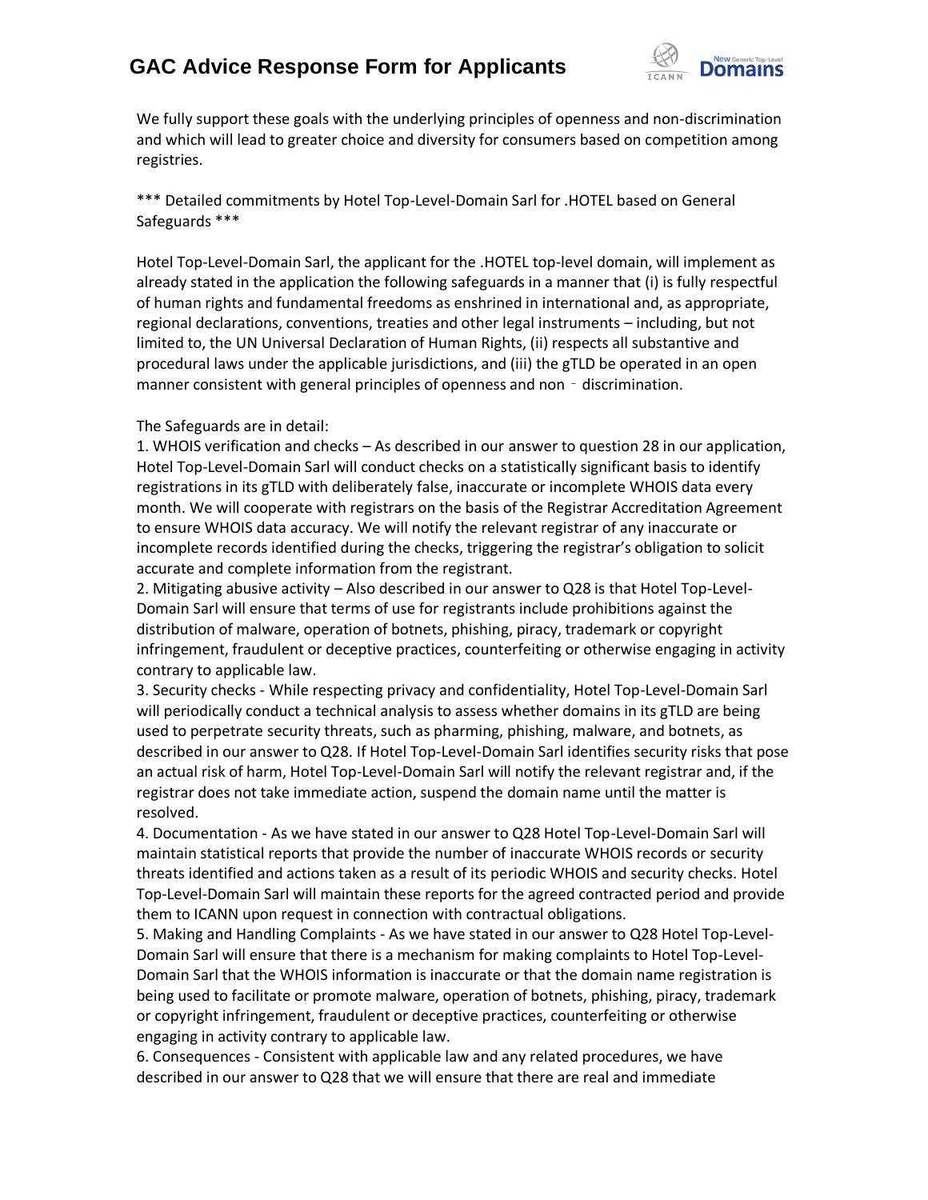We fully support these goals with the underlying principles of openness and non-discrimination and which will lead to greater choice and diversity for consumers based on competition among registries.

*** Detailed commitments by Hotel Top-Level-Domain Sarl for .HOTEL based on General Safeguards ***

Hotel Top-Level-Domain Sarl, the applicant for the .HOTEL top-level domain, will implement as already stated in the application the following safeguards in a manner that (i) is fully respectful of human rights and fundamental freedoms as enshrined in international and, as appropriate, regional declarations, conventions, treaties and other legal instruments – including, but not limited to, the UN Universal Declaration of Human Rights, (ii) respects all substantive and procedural laws under the applicable jurisdictions, and (iii) the gTLD be operated in an open manner consistent with general principles of openness and non‐discrimination.

The Safeguards are in detail:

1. WHOIS verification and checks – As described in our answer to question 28 in our application, Hotel Top-Level-Domain Sarl will conduct checks on a statistically significant basis to identify registrations in its gTLD with deliberately false, inaccurate or incomplete WHOIS data every month. We will cooperate with registrars on the basis of the Registrar Accreditation Agreement to ensure WHOIS data accuracy. We will notify the relevant registrar of any inaccurate or incomplete records identified during the checks, triggering the registrar's obligation to solicit accurate and complete information from the registrant.
2. Mitigating abusive activity – Also described in our answer to Q28 is that Hotel Top-Level-Domain Sarl will ensure that terms of use for registrants include prohibitions against the distribution of malware, operation of botnets, phishing, piracy, trademark or copyright infringement, fraudulent or deceptive practices, counterfeiting or otherwise engaging in activity contrary to applicable law.
3. Security checks - While respecting privacy and confidentiality, Hotel Top-Level-Domain Sarl will periodically conduct a technical analysis to assess whether domains in its gTLD are being used to perpetrate security threats, such as pharming, phishing, malware, and botnets, as described in our answer to Q28. If Hotel Top-Level-Domain Sarl identifies security risks that pose an actual risk of harm, Hotel Top-Level-Domain Sarl will notify the relevant registrar and, if the registrar does not take immediate action, suspend the domain name until the matter is resolved.
4. Documentation - As we have stated in our answer to Q28 Hotel Top-Level-Domain Sarl will maintain statistical reports that provide the number of inaccurate WHOIS records or security threats identified and actions taken as a result of its periodic WHOIS and security checks. Hotel Top-Level-Domain Sarl will maintain these reports for the agreed contracted period and provide them to ICANN upon request in connection with contractual obligations.
5. Making and Handling Complaints - As we have stated in our answer to Q28 Hotel Top-Level-Domain Sarl will ensure that there is a mechanism for making complaints to Hotel Top-Level-Domain Sarl that the WHOIS information is inaccurate or that the domain name registration is being used to facilitate or promote malware, operation of botnets, phishing, piracy, trademark or copyright infringement, fraudulent or deceptive practices, counterfeiting or otherwise engaging in activity contrary to applicable law.
6. Consequences - Consistent with applicable law and any related procedures, we have described in our answer to Q28 that we will ensure that there are real and immediate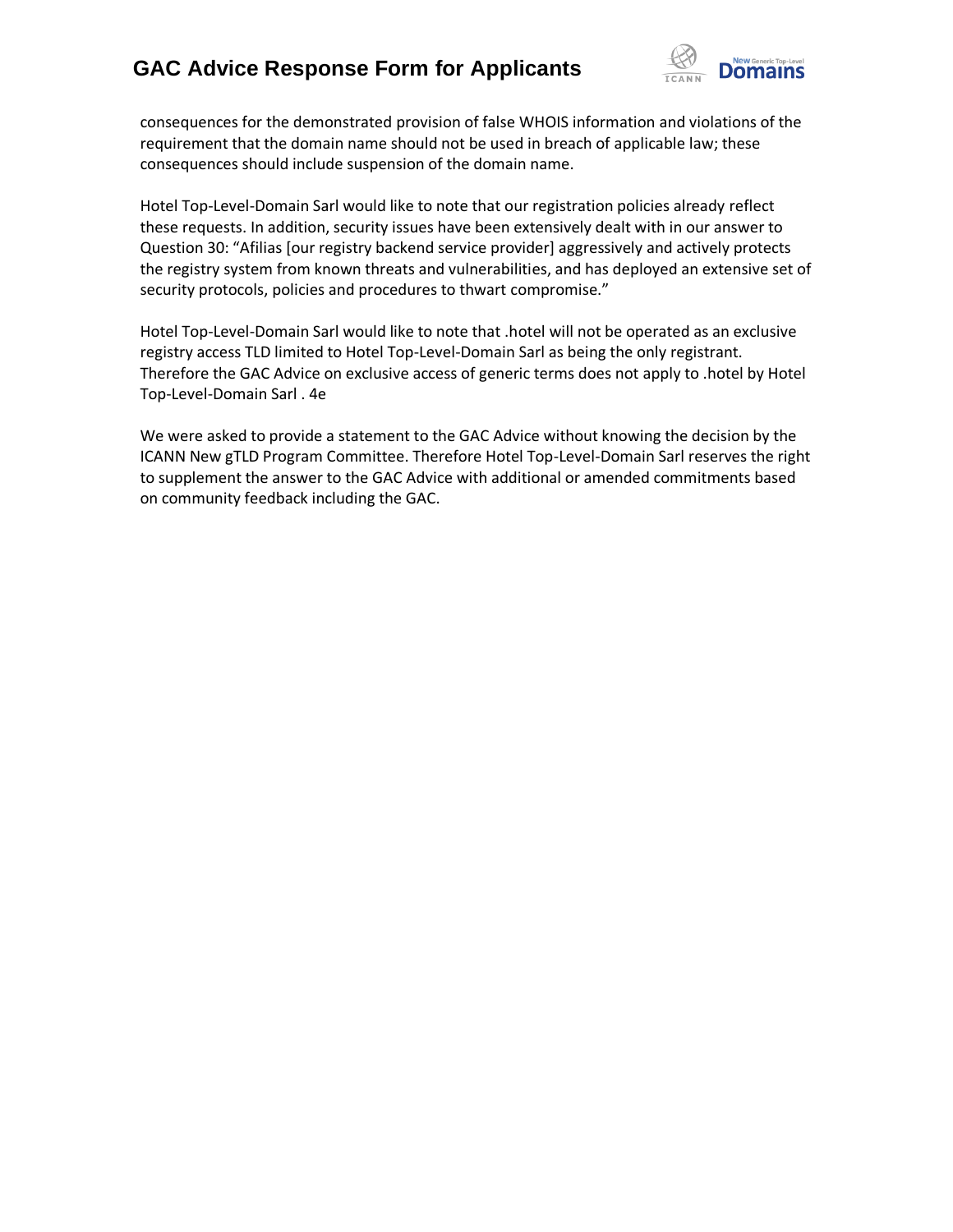consequences for the demonstrated provision of false WHOIS information and violations of the requirement that the domain name should not be used in breach of applicable law; these consequences should include suspension of the domain name.

Hotel Top-Level-Domain Sarl would like to note that our registration policies already reflect these requests. In addition, security issues have been extensively dealt with in our answer to Question 30: "Afilias [our registry backend service provider] aggressively and actively protects the registry system from known threats and vulnerabilities, and has deployed an extensive set of security protocols, policies and procedures to thwart compromise."

Hotel Top-Level-Domain Sarl would like to note that .hotel will not be operated as an exclusive registry access TLD limited to Hotel Top-Level-Domain Sarl as being the only registrant. Therefore the GAC Advice on exclusive access of generic terms does not apply to .hotel by Hotel Top-Level-Domain Sarl . 4e

We were asked to provide a statement to the GAC Advice without knowing the decision by the ICANN New gTLD Program Committee. Therefore Hotel Top-Level-Domain Sarl reserves the right to supplement the answer to the GAC Advice with additional or amended commitments based on community feedback including the GAC.